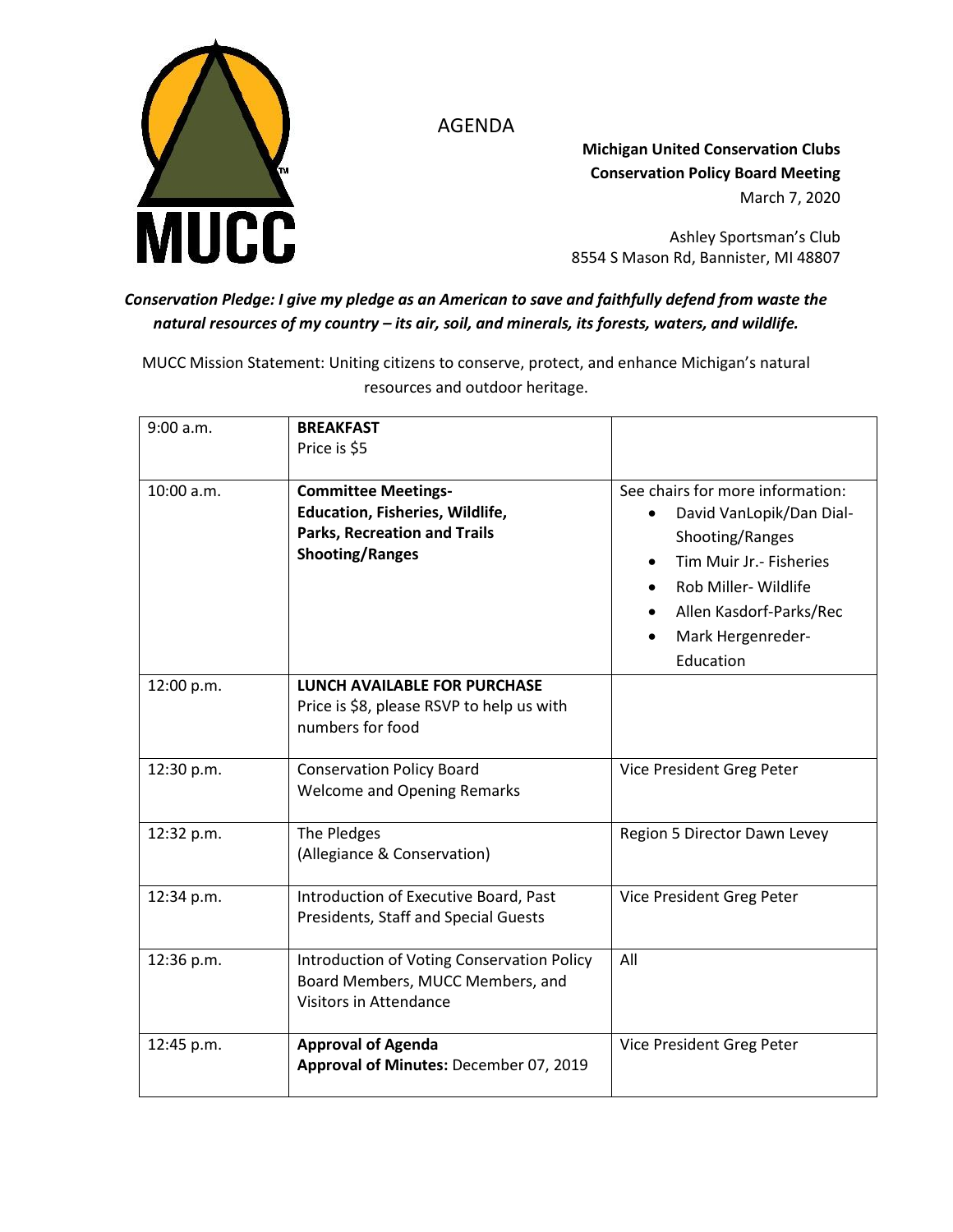MUCC

# AGENDA

**Michigan United Conservation Clubs**
**Conservation Policy Board Meeting**
March 7, 2020

Ashley Sportsman's Club
8554 S Mason Rd, Bannister, MI 48807

***Conservation Pledge: I give my pledge as an American to save and faithfully defend from waste the natural resources of my country – its air, soil, and minerals, its forests, waters, and wildlife.***

MUCC Mission Statement: Uniting citizens to conserve, protect, and enhance Michigan's natural resources and outdoor heritage.

| Time | Item | Presenter |
|---|---|---|
| 9:00 a.m. | **BREAKFAST**<br>Price is $5 | |
| 10:00 a.m. | **Committee Meetings-**<br>**Education, Fisheries, Wildlife, Parks, Recreation and Trails**<br>**Shooting/Ranges** | See chairs for more information:<br>• David VanLopik/Dan Dial-Shooting/Ranges<br>• Tim Muir Jr.- Fisheries<br>• Rob Miller- Wildlife<br>• Allen Kasdorf-Parks/Rec<br>• Mark Hergenreder-Education |
| 12:00 p.m. | **LUNCH AVAILABLE FOR PURCHASE**<br>Price is $8, please RSVP to help us with numbers for food | |
| 12:30 p.m. | Conservation Policy Board<br>Welcome and Opening Remarks | Vice President Greg Peter |
| 12:32 p.m. | The Pledges<br>(Allegiance & Conservation) | Region 5 Director Dawn Levey |
| 12:34 p.m. | Introduction of Executive Board, Past Presidents, Staff and Special Guests | Vice President Greg Peter |
| 12:36 p.m. | Introduction of Voting Conservation Policy Board Members, MUCC Members, and Visitors in Attendance | All |
| 12:45 p.m. | **Approval of Agenda**<br>**Approval of Minutes:** December 07, 2019 | Vice President Greg Peter |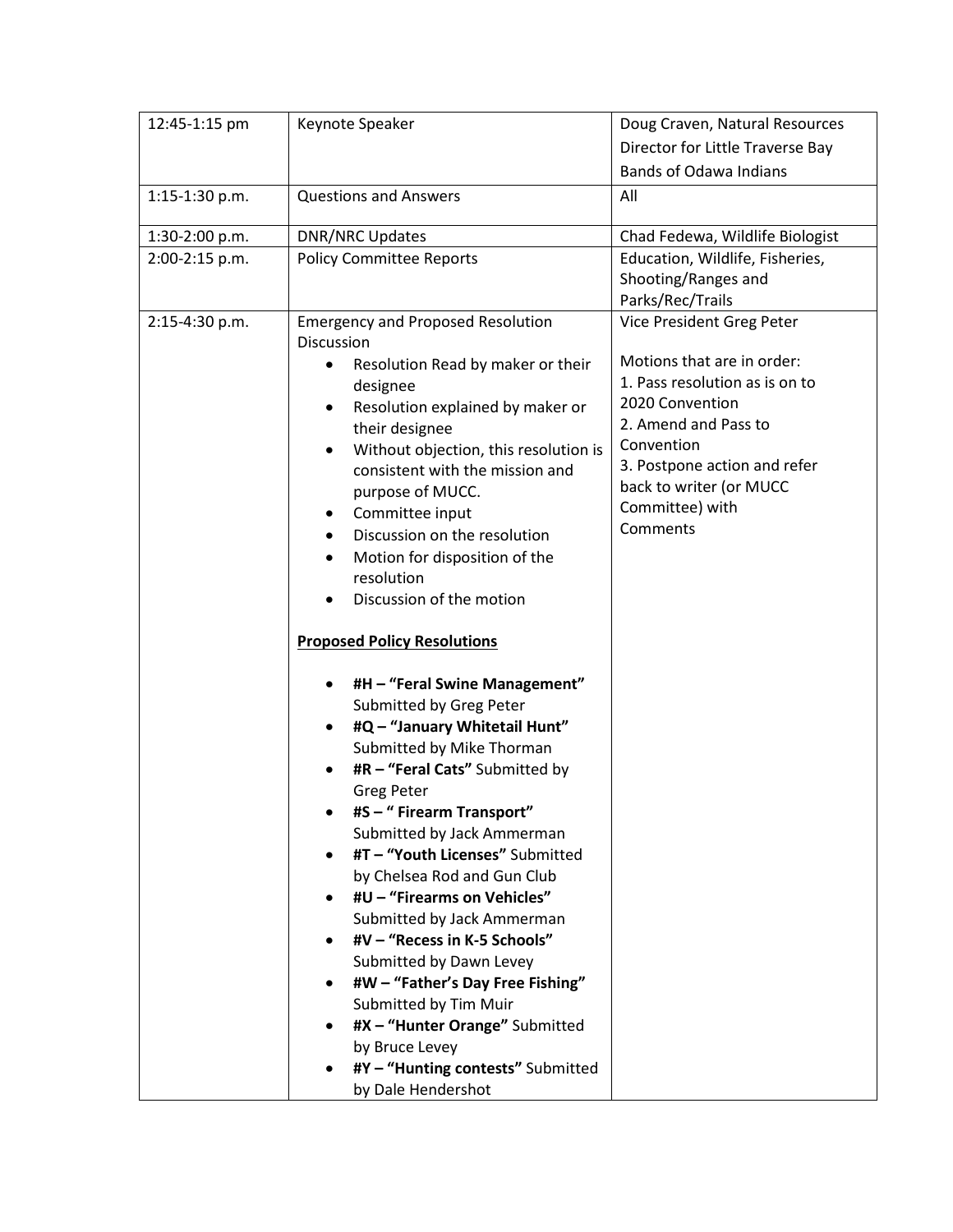| | | |
|---|---|---|
| 12:45-1:15 pm | Keynote Speaker | Doug Craven, Natural Resources Director for Little Traverse Bay Bands of Odawa Indians |
| 1:15-1:30 p.m. | Questions and Answers | All |
| 1:30-2:00 p.m. | DNR/NRC Updates | Chad Fedewa, Wildlife Biologist |
| 2:00-2:15 p.m. | Policy Committee Reports | Education, Wildlife, Fisheries, Shooting/Ranges and Parks/Rec/Trails |
| 2:15-4:30 p.m. | Emergency and Proposed Resolution Discussion<br>• Resolution Read by maker or their designee<br>• Resolution explained by maker or their designee<br>• Without objection, this resolution is consistent with the mission and purpose of MUCC.<br>• Committee input<br>• Discussion on the resolution<br>• Motion for disposition of the resolution<br>• Discussion of the motion<br><br>**Proposed Policy Resolutions**<br><br>• **#H – "Feral Swine Management"** Submitted by Greg Peter<br>• **#Q – "January Whitetail Hunt"** Submitted by Mike Thorman<br>• **#R – "Feral Cats"** Submitted by Greg Peter<br>• **#S – " Firearm Transport"** Submitted by Jack Ammerman<br>• **#T – "Youth Licenses"** Submitted by Chelsea Rod and Gun Club<br>• **#U – "Firearms on Vehicles"** Submitted by Jack Ammerman<br>• **#V – "Recess in K-5 Schools"** Submitted by Dawn Levey<br>• **#W – "Father's Day Free Fishing"** Submitted by Tim Muir<br>• **#X – "Hunter Orange"** Submitted by Bruce Levey<br>• **#Y – "Hunting contests"** Submitted by Dale Hendershot | Vice President Greg Peter<br><br>Motions that are in order:<br>1. Pass resolution as is on to 2020 Convention<br>2. Amend and Pass to Convention<br>3. Postpone action and refer back to writer (or MUCC Committee) with Comments |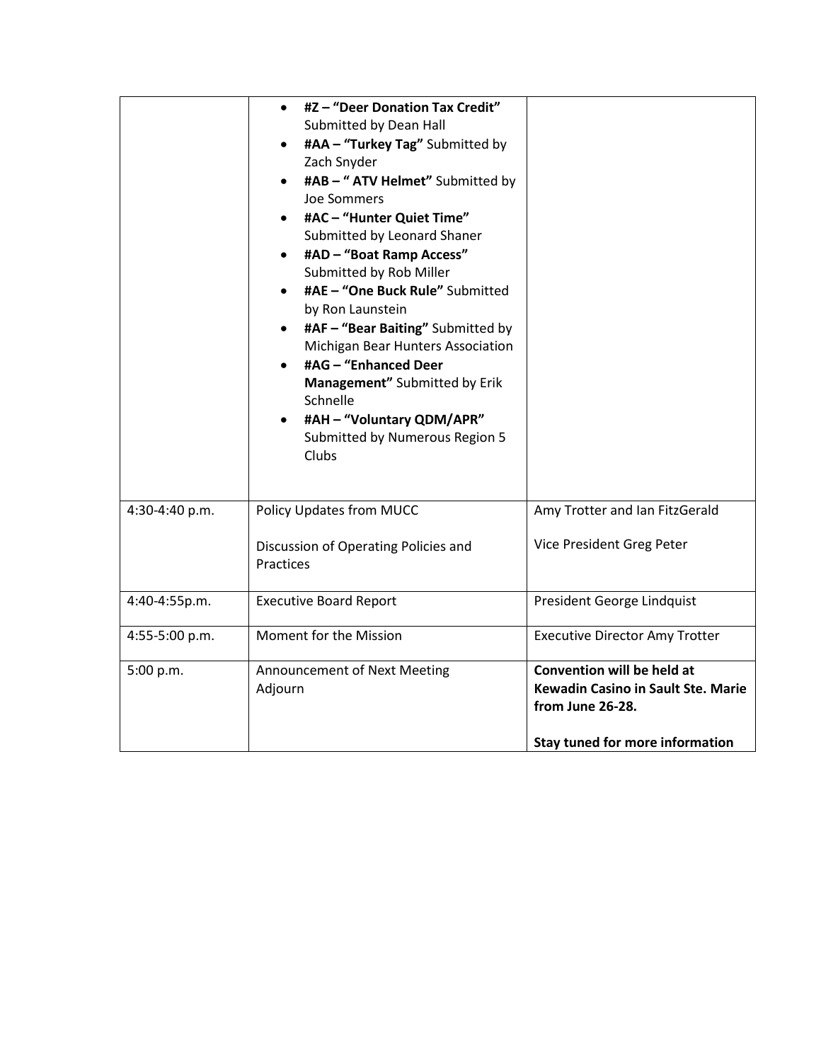| | | |
|---|---|---|
| | • **#Z – "Deer Donation Tax Credit"** Submitted by Dean Hall<br>• **#AA – "Turkey Tag"** Submitted by Zach Snyder<br>• **#AB – " ATV Helmet"** Submitted by Joe Sommers<br>• **#AC – "Hunter Quiet Time"** Submitted by Leonard Shaner<br>• **#AD – "Boat Ramp Access"** Submitted by Rob Miller<br>• **#AE – "One Buck Rule"** Submitted by Ron Launstein<br>• **#AF – "Bear Baiting"** Submitted by Michigan Bear Hunters Association<br>• **#AG – "Enhanced Deer Management"** Submitted by Erik Schnelle<br>• **#AH – "Voluntary QDM/APR"** Submitted by Numerous Region 5 Clubs | |
| 4:30-4:40 p.m. | Policy Updates from MUCC<br><br>Discussion of Operating Policies and Practices | Amy Trotter and Ian FitzGerald<br><br>Vice President Greg Peter |
| 4:40-4:55p.m. | Executive Board Report | President George Lindquist |
| 4:55-5:00 p.m. | Moment for the Mission | Executive Director Amy Trotter |
| 5:00 p.m. | Announcement of Next Meeting<br>Adjourn | **Convention will be held at Kewadin Casino in Sault Ste. Marie from June 26-28.**<br><br>**Stay tuned for more information** |